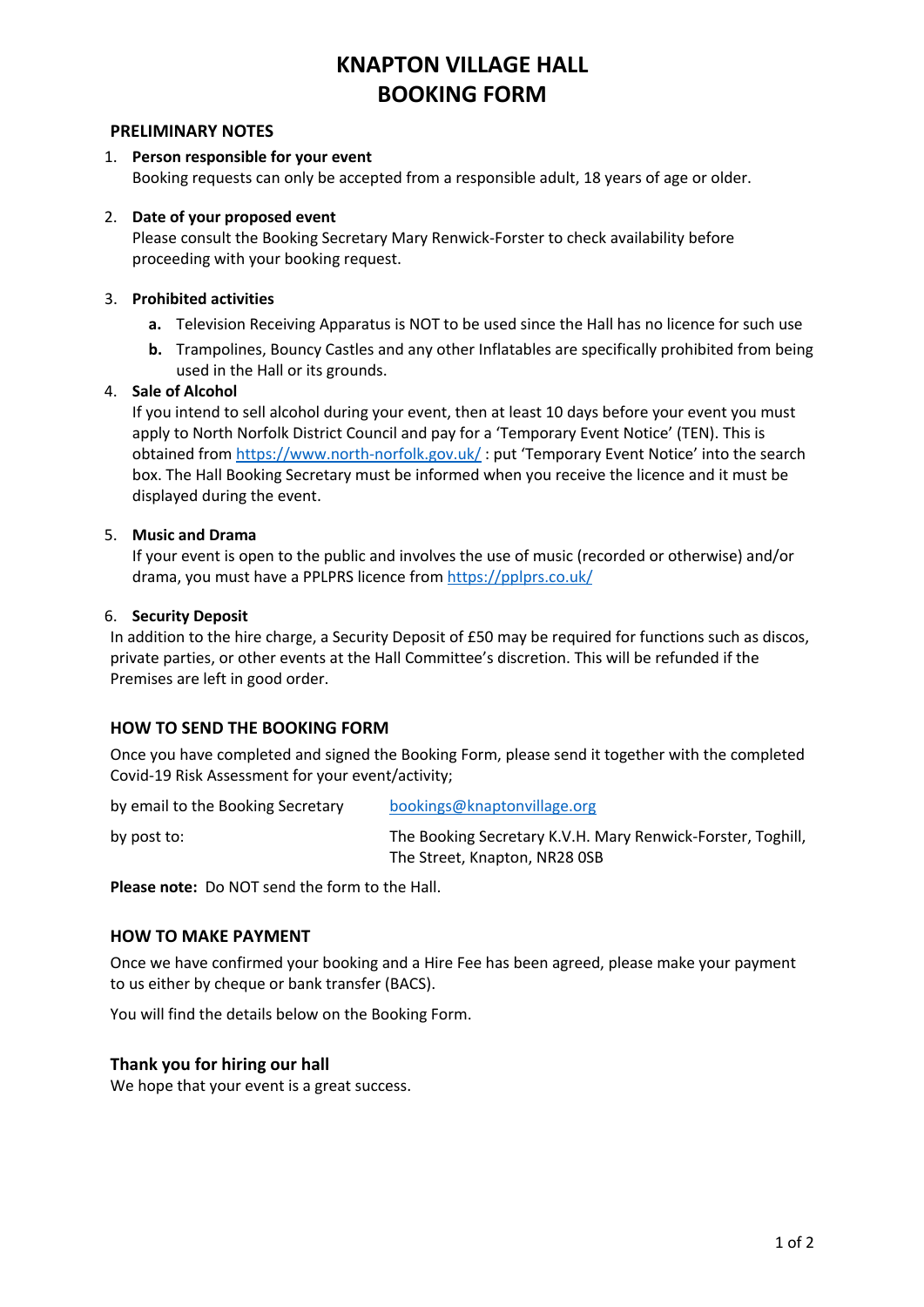# KNAPTON VILLAGE HALL
# BOOKING FORM

## PRELIMINARY NOTES

1. **Person responsible for your event**
   Booking requests can only be accepted from a responsible adult, 18 years of age or older.

2. **Date of your proposed event**
   Please consult the Booking Secretary Mary Renwick-Forster to check availability before proceeding with your booking request.

3. **Prohibited activities**
   - **a.** Television Receiving Apparatus is NOT to be used since the Hall has no licence for such use
   - **b.** Trampolines, Bouncy Castles and any other Inflatables are specifically prohibited from being used in the Hall or its grounds.

4. **Sale of Alcohol**
   If you intend to sell alcohol during your event, then at least 10 days before your event you must apply to North Norfolk District Council and pay for a 'Temporary Event Notice' (TEN). This is obtained from https://www.north-norfolk.gov.uk/ : put 'Temporary Event Notice' into the search box. The Hall Booking Secretary must be informed when you receive the licence and it must be displayed during the event.

5. **Music and Drama**
   If your event is open to the public and involves the use of music (recorded or otherwise) and/or drama, you must have a PPLPRS licence from https://pplprs.co.uk/

6. **Security Deposit**
   In addition to the hire charge, a Security Deposit of £50 may be required for functions such as discos, private parties, or other events at the Hall Committee's discretion. This will be refunded if the Premises are left in good order.

## HOW TO SEND THE BOOKING FORM

Once you have completed and signed the Booking Form, please send it together with the completed Covid-19 Risk Assessment for your event/activity;

by email to the Booking Secretary — bookings@knaptonvillage.org

by post to: — The Booking Secretary K.V.H. Mary Renwick-Forster, Toghill, The Street, Knapton, NR28 0SB

**Please note:** Do NOT send the form to the Hall.

## HOW TO MAKE PAYMENT

Once we have confirmed your booking and a Hire Fee has been agreed, please make your payment to us either by cheque or bank transfer (BACS).

You will find the details below on the Booking Form.

## Thank you for hiring our hall

We hope that your event is a great success.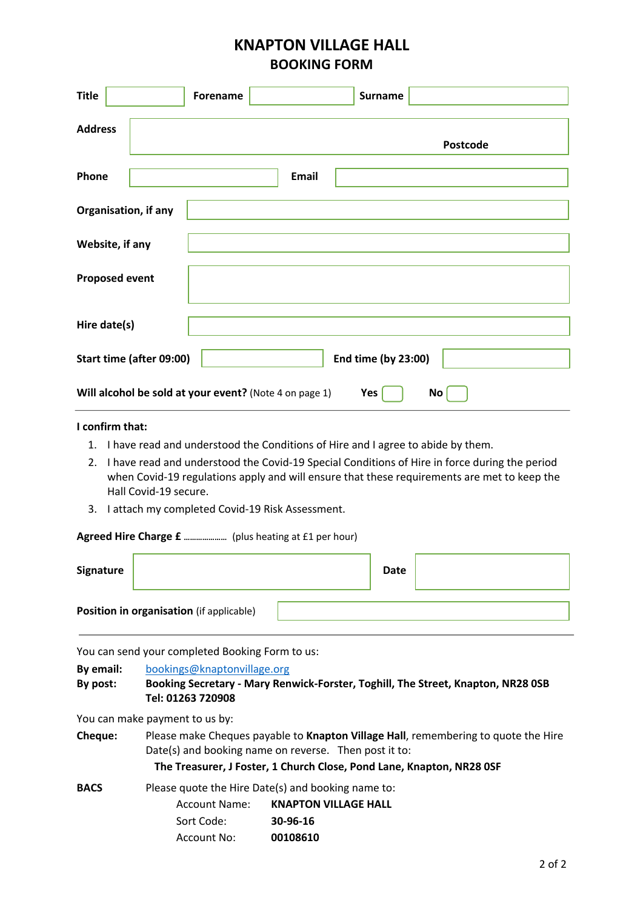# KNAPTON VILLAGE HALL

## BOOKING FORM

**Title** ______ **Forename** ______ **Surname** ______

**Address** ______ **Postcode** ______

**Phone** ______ **Email** ______

**Organisation, if any** ______

**Website, if any** ______

**Proposed event** ______

**Hire date(s)** ______

**Start time (after 09:00)** ______ **End time (by 23:00)** ______

**Will alcohol be sold at your event?** (Note 4 on page 1) **Yes** ☐ **No** ☐

---

**I confirm that:**

1. I have read and understood the Conditions of Hire and I agree to abide by them.
2. I have read and understood the Covid-19 Special Conditions of Hire in force during the period when Covid-19 regulations apply and will ensure that these requirements are met to keep the Hall Covid-19 secure.
3. I attach my completed Covid-19 Risk Assessment.

**Agreed Hire Charge £** .................... (plus heating at £1 per hour)

**Signature** ______ **Date** ______

**Position in organisation** (if applicable) ______

---

You can send your completed Booking Form to us:

**By email:** bookings@knaptonvillage.org

**By post:** **Booking Secretary - Mary Renwick-Forster, Toghill, The Street, Knapton, NR28 0SB Tel: 01263 720908**

You can make payment to us by:

**Cheque:** Please make Cheques payable to **Knapton Village Hall**, remembering to quote the Hire Date(s) and booking name on reverse. Then post it to:

**The Treasurer, J Foster, 1 Church Close, Pond Lane, Knapton, NR28 0SF**

**BACS** Please quote the Hire Date(s) and booking name to:

| | |
|---|---|
| Account Name: | **KNAPTON VILLAGE HALL** |
| Sort Code: | **30-96-16** |
| Account No: | **00108610** |